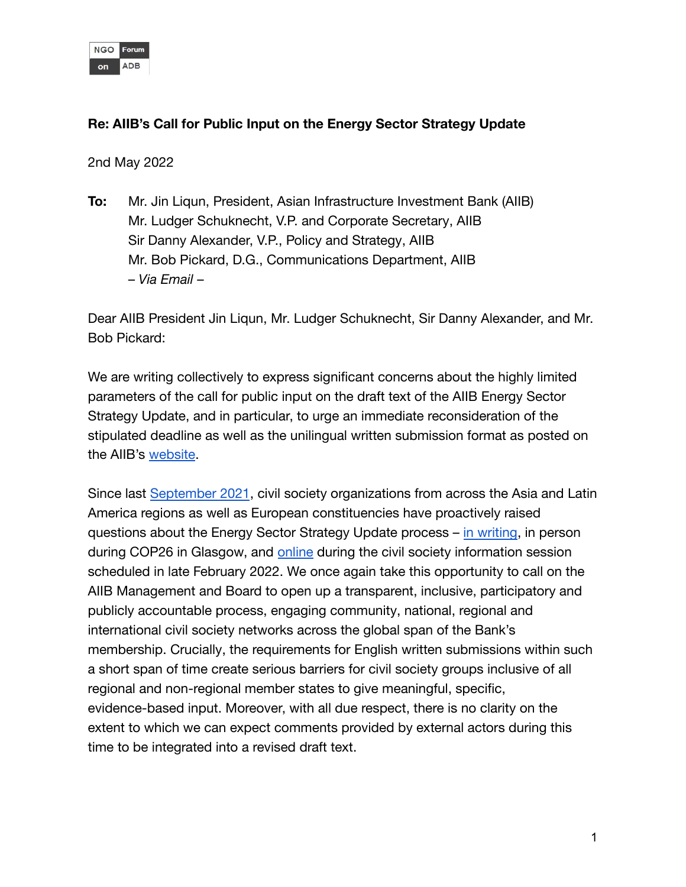NGO Forum on ADB

**Re: AIIB's Call for Public Input on the Energy Sector Strategy Update**

2nd May 2022

**To:** Mr. Jin Liqun, President, Asian Infrastructure Investment Bank (AIIB)
Mr. Ludger Schuknecht, V.P. and Corporate Secretary, AIIB
Sir Danny Alexander, V.P., Policy and Strategy, AIIB
Mr. Bob Pickard, D.G., Communications Department, AIIB
*– Via Email –*

Dear AIIB President Jin Liqun, Mr. Ludger Schuknecht, Sir Danny Alexander, and Mr. Bob Pickard:

We are writing collectively to express significant concerns about the highly limited parameters of the call for public input on the draft text of the AIIB Energy Sector Strategy Update, and in particular, to urge an immediate reconsideration of the stipulated deadline as well as the unilingual written submission format as posted on the AIIB's website.

Since last September 2021, civil society organizations from across the Asia and Latin America regions as well as European constituencies have proactively raised questions about the Energy Sector Strategy Update process – in writing, in person during COP26 in Glasgow, and online during the civil society information session scheduled in late February 2022. We once again take this opportunity to call on the AIIB Management and Board to open up a transparent, inclusive, participatory and publicly accountable process, engaging community, national, regional and international civil society networks across the global span of the Bank's membership. Crucially, the requirements for English written submissions within such a short span of time create serious barriers for civil society groups inclusive of all regional and non-regional member states to give meaningful, specific, evidence-based input. Moreover, with all due respect, there is no clarity on the extent to which we can expect comments provided by external actors during this time to be integrated into a revised draft text.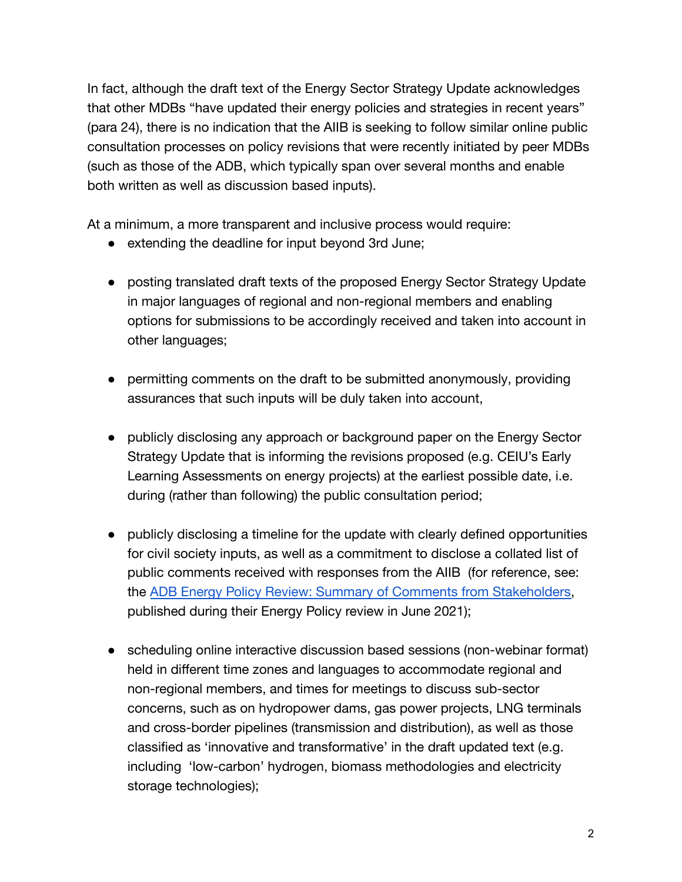In fact, although the draft text of the Energy Sector Strategy Update acknowledges that other MDBs "have updated their energy policies and strategies in recent years" (para 24), there is no indication that the AIIB is seeking to follow similar online public consultation processes on policy revisions that were recently initiated by peer MDBs (such as those of the ADB, which typically span over several months and enable both written as well as discussion based inputs).

At a minimum, a more transparent and inclusive process would require:

- extending the deadline for input beyond 3rd June;
- posting translated draft texts of the proposed Energy Sector Strategy Update in major languages of regional and non-regional members and enabling options for submissions to be accordingly received and taken into account in other languages;
- permitting comments on the draft to be submitted anonymously, providing assurances that such inputs will be duly taken into account,
- publicly disclosing any approach or background paper on the Energy Sector Strategy Update that is informing the revisions proposed (e.g. CEIU's Early Learning Assessments on energy projects) at the earliest possible date, i.e. during (rather than following) the public consultation period;
- publicly disclosing a timeline for the update with clearly defined opportunities for civil society inputs, as well as a commitment to disclose a collated list of public comments received with responses from the AIIB (for reference, see: the [ADB Energy Policy Review: Summary of Comments from Stakeholders](), published during their Energy Policy review in June 2021);
- scheduling online interactive discussion based sessions (non-webinar format) held in different time zones and languages to accommodate regional and non-regional members, and times for meetings to discuss sub-sector concerns, such as on hydropower dams, gas power projects, LNG terminals and cross-border pipelines (transmission and distribution), as well as those classified as 'innovative and transformative' in the draft updated text (e.g. including 'low-carbon' hydrogen, biomass methodologies and electricity storage technologies);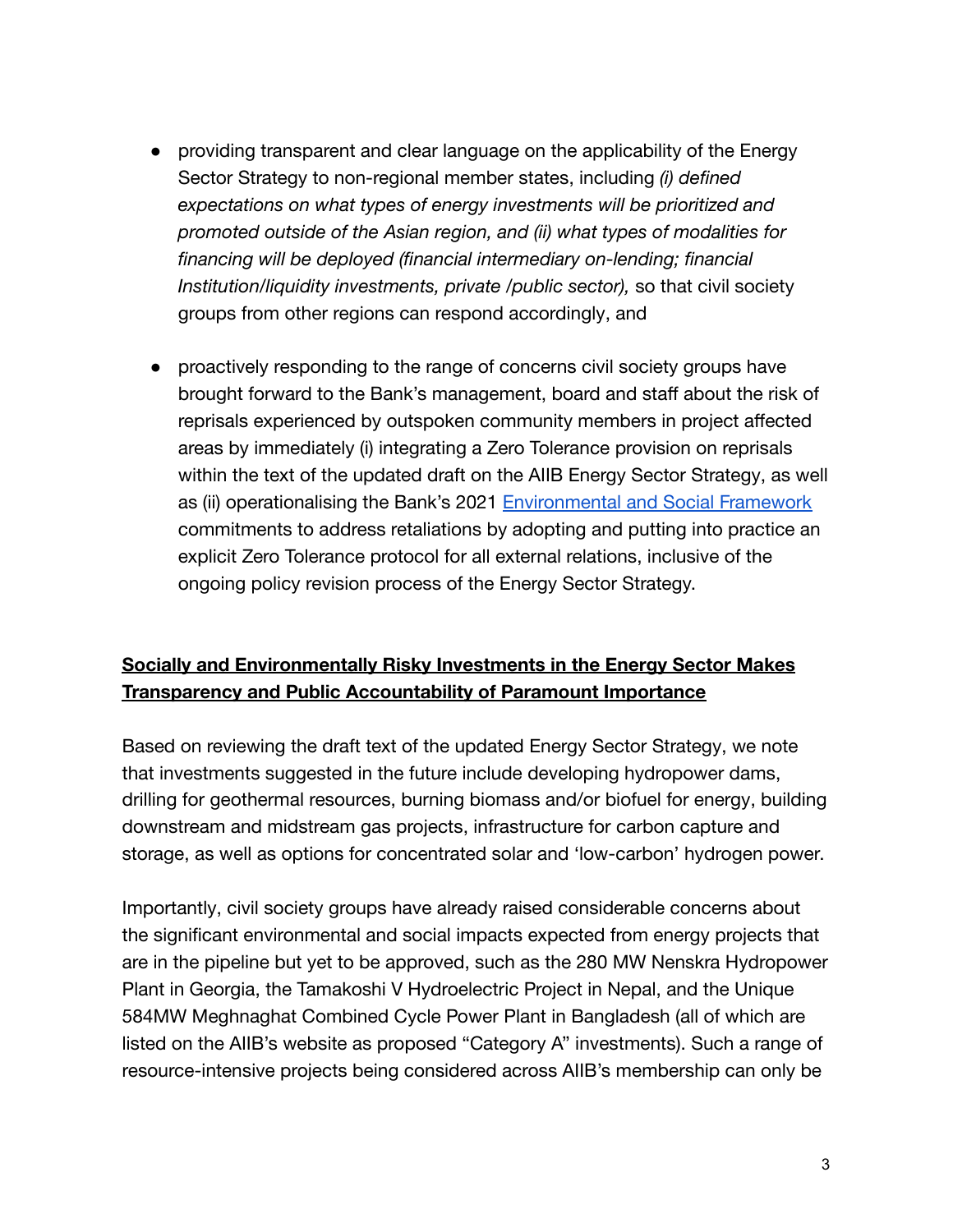- providing transparent and clear language on the applicability of the Energy Sector Strategy to non-regional member states, including *(i) defined expectations on what types of energy investments will be prioritized and promoted outside of the Asian region, and (ii) what types of modalities for financing will be deployed (financial intermediary on-lending; financial Institution/liquidity investments, private /public sector),* so that civil society groups from other regions can respond accordingly, and

- proactively responding to the range of concerns civil society groups have brought forward to the Bank's management, board and staff about the risk of reprisals experienced by outspoken community members in project affected areas by immediately (i) integrating a Zero Tolerance provision on reprisals within the text of the updated draft on the AIIB Energy Sector Strategy, as well as (ii) operationalising the Bank's 2021 [Environmental and Social Framework]() commitments to address retaliations by adopting and putting into practice an explicit Zero Tolerance protocol for all external relations, inclusive of the ongoing policy revision process of the Energy Sector Strategy.

## Socially and Environmentally Risky Investments in the Energy Sector Makes Transparency and Public Accountability of Paramount Importance

Based on reviewing the draft text of the updated Energy Sector Strategy, we note that investments suggested in the future include developing hydropower dams, drilling for geothermal resources, burning biomass and/or biofuel for energy, building downstream and midstream gas projects, infrastructure for carbon capture and storage, as well as options for concentrated solar and 'low-carbon' hydrogen power.

Importantly, civil society groups have already raised considerable concerns about the significant environmental and social impacts expected from energy projects that are in the pipeline but yet to be approved, such as the 280 MW Nenskra Hydropower Plant in Georgia, the Tamakoshi V Hydroelectric Project in Nepal, and the Unique 584MW Meghnaghat Combined Cycle Power Plant in Bangladesh (all of which are listed on the AIIB's website as proposed "Category A" investments). Such a range of resource-intensive projects being considered across AIIB's membership can only be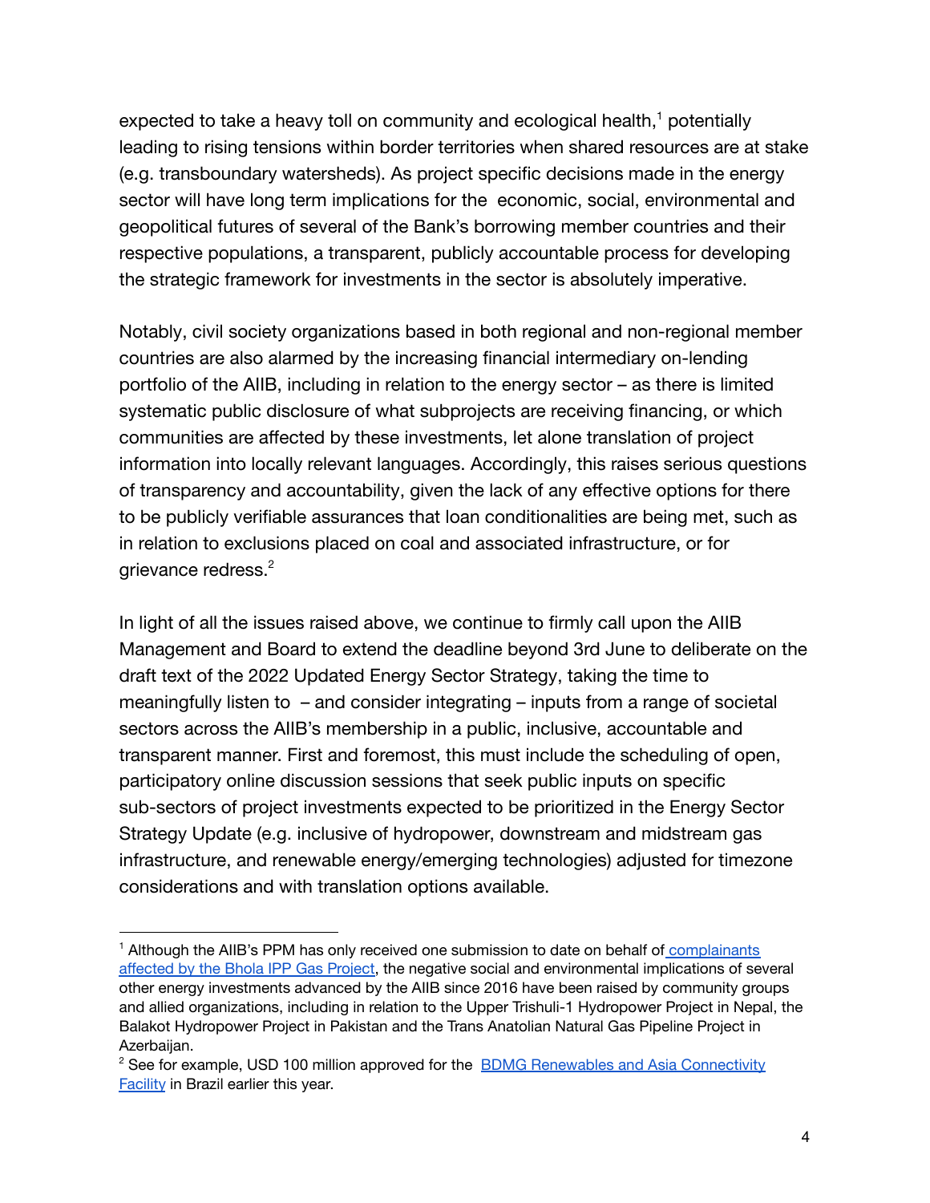expected to take a heavy toll on community and ecological health,[1] potentially leading to rising tensions within border territories when shared resources are at stake (e.g. transboundary watersheds). As project specific decisions made in the energy sector will have long term implications for the economic, social, environmental and geopolitical futures of several of the Bank's borrowing member countries and their respective populations, a transparent, publicly accountable process for developing the strategic framework for investments in the sector is absolutely imperative.

Notably, civil society organizations based in both regional and non-regional member countries are also alarmed by the increasing financial intermediary on-lending portfolio of the AIIB, including in relation to the energy sector – as there is limited systematic public disclosure of what subprojects are receiving financing, or which communities are affected by these investments, let alone translation of project information into locally relevant languages. Accordingly, this raises serious questions of transparency and accountability, given the lack of any effective options for there to be publicly verifiable assurances that loan conditionalities are being met, such as in relation to exclusions placed on coal and associated infrastructure, or for grievance redress.[2]

In light of all the issues raised above, we continue to firmly call upon the AIIB Management and Board to extend the deadline beyond 3rd June to deliberate on the draft text of the 2022 Updated Energy Sector Strategy, taking the time to meaningfully listen to – and consider integrating – inputs from a range of societal sectors across the AIIB's membership in a public, inclusive, accountable and transparent manner. First and foremost, this must include the scheduling of open, participatory online discussion sessions that seek public inputs on specific sub-sectors of project investments expected to be prioritized in the Energy Sector Strategy Update (e.g. inclusive of hydropower, downstream and midstream gas infrastructure, and renewable energy/emerging technologies) adjusted for timezone considerations and with translation options available.

---

[1] Although the AIIB's PPM has only received one submission to date on behalf of complainants affected by the Bhola IPP Gas Project, the negative social and environmental implications of several other energy investments advanced by the AIIB since 2016 have been raised by community groups and allied organizations, including in relation to the Upper Trishuli-1 Hydropower Project in Nepal, the Balakot Hydropower Project in Pakistan and the Trans Anatolian Natural Gas Pipeline Project in Azerbaijan.

[2] See for example, USD 100 million approved for the BDMG Renewables and Asia Connectivity Facility in Brazil earlier this year.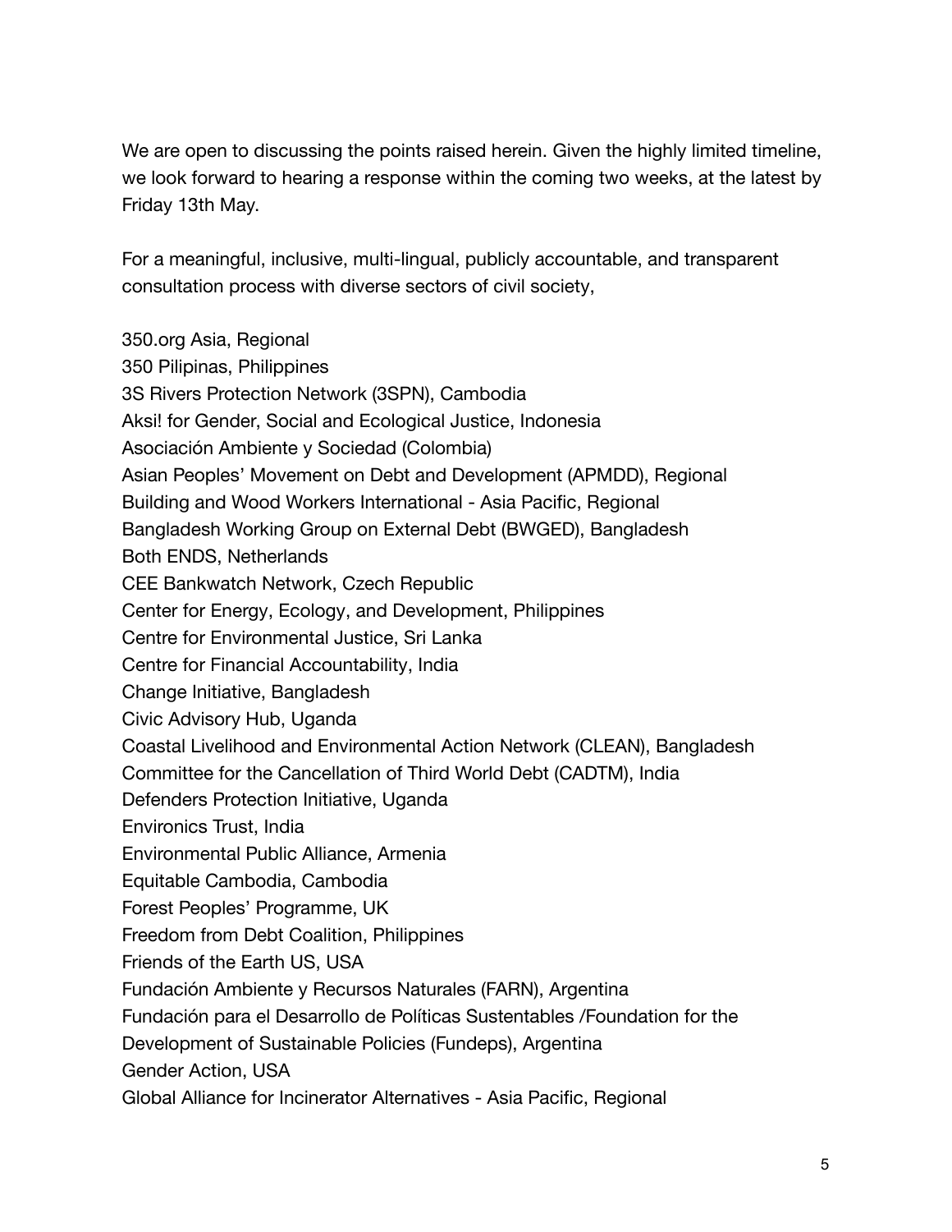We are open to discussing the points raised herein. Given the highly limited timeline, we look forward to hearing a response within the coming two weeks, at the latest by Friday 13th May.

For a meaningful, inclusive, multi-lingual, publicly accountable, and transparent consultation process with diverse sectors of civil society,

350.org Asia, Regional  
350 Pilipinas, Philippines  
3S Rivers Protection Network (3SPN), Cambodia  
Aksi! for Gender, Social and Ecological Justice, Indonesia  
Asociación Ambiente y Sociedad (Colombia)  
Asian Peoples' Movement on Debt and Development (APMDD), Regional  
Building and Wood Workers International - Asia Pacific, Regional  
Bangladesh Working Group on External Debt (BWGED), Bangladesh  
Both ENDS, Netherlands  
CEE Bankwatch Network, Czech Republic  
Center for Energy, Ecology, and Development, Philippines  
Centre for Environmental Justice, Sri Lanka  
Centre for Financial Accountability, India  
Change Initiative, Bangladesh  
Civic Advisory Hub, Uganda  
Coastal Livelihood and Environmental Action Network (CLEAN), Bangladesh  
Committee for the Cancellation of Third World Debt (CADTM), India  
Defenders Protection Initiative, Uganda  
Environics Trust, India  
Environmental Public Alliance, Armenia  
Equitable Cambodia, Cambodia  
Forest Peoples' Programme, UK  
Freedom from Debt Coalition, Philippines  
Friends of the Earth US, USA  
Fundación Ambiente y Recursos Naturales (FARN), Argentina  
Fundación para el Desarrollo de Políticas Sustentables /Foundation for the Development of Sustainable Policies (Fundeps), Argentina  
Gender Action, USA  
Global Alliance for Incinerator Alternatives - Asia Pacific, Regional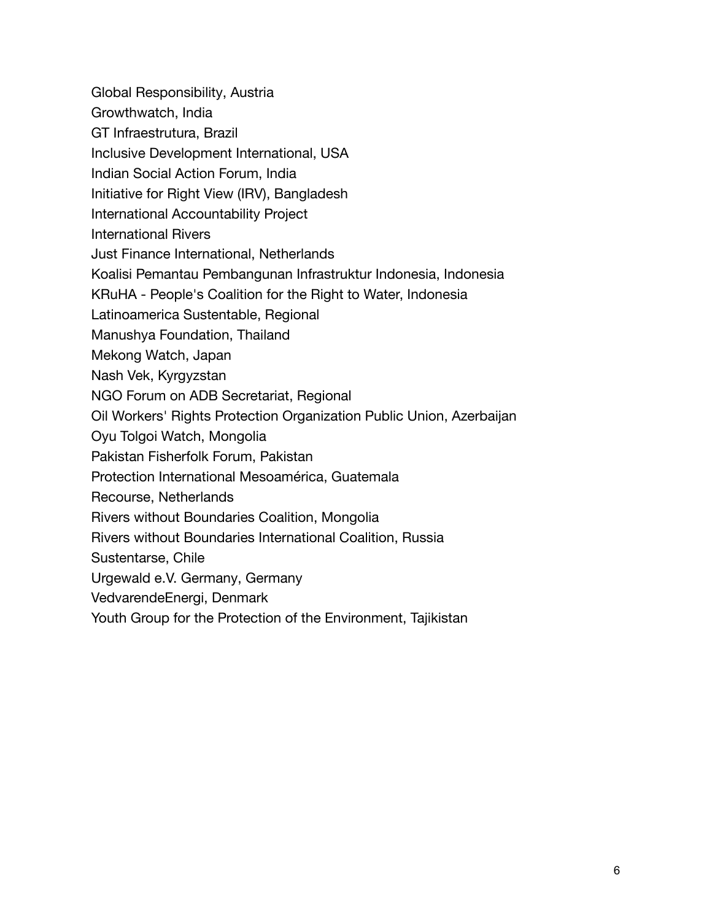Global Responsibility, Austria
Growthwatch, India
GT Infraestrutura, Brazil
Inclusive Development International, USA
Indian Social Action Forum, India
Initiative for Right View (IRV), Bangladesh
International Accountability Project
International Rivers
Just Finance International, Netherlands
Koalisi Pemantau Pembangunan Infrastruktur Indonesia, Indonesia
KRuHA - People's Coalition for the Right to Water, Indonesia
Latinoamerica Sustentable, Regional
Manushya Foundation, Thailand
Mekong Watch, Japan
Nash Vek, Kyrgyzstan
NGO Forum on ADB Secretariat, Regional
Oil Workers' Rights Protection Organization Public Union, Azerbaijan
Oyu Tolgoi Watch, Mongolia
Pakistan Fisherfolk Forum, Pakistan
Protection International Mesoamérica, Guatemala
Recourse, Netherlands
Rivers without Boundaries Coalition, Mongolia
Rivers without Boundaries International Coalition, Russia
Sustentarse, Chile
Urgewald e.V. Germany, Germany
VedvarendeEnergi, Denmark
Youth Group for the Protection of the Environment, Tajikistan